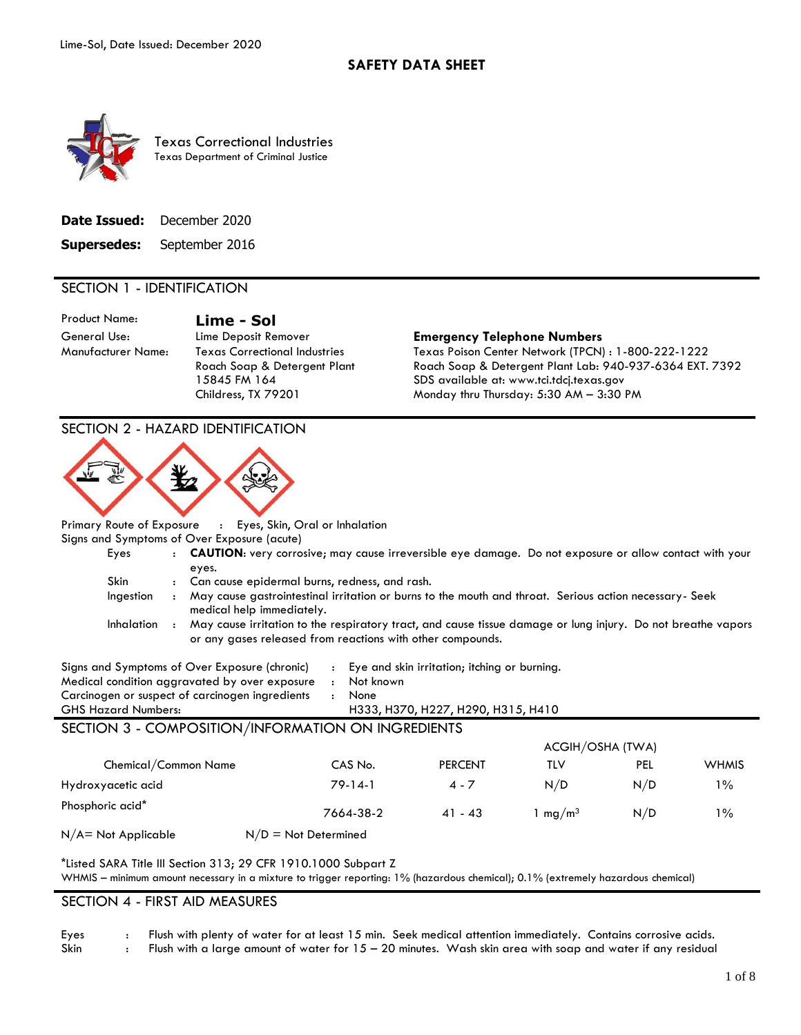# SAFETY DATA SHEET

Texas Correctional Industries
Texas Department of Criminal Justice

**Date Issued:** December 2020

**Supersedes:** September 2016

## SECTION 1 - IDENTIFICATION

| | |
|---|---|
| Product Name: | **Lime - Sol** |
| General Use: | Lime Deposit Remover |
| Manufacturer Name: | Texas Correctional Industries<br>Roach Soap & Detergent Plant<br>15845 FM 164<br>Childress, TX 79201 |

**Emergency Telephone Numbers**
Texas Poison Center Network (TPCN) : 1-800-222-1222
Roach Soap & Detergent Plant Lab: 940-937-6364 EXT. 7392
SDS available at: www.tci.tdcj.texas.gov
Monday thru Thursday: 5:30 AM – 3:30 PM

## SECTION 2 - HAZARD IDENTIFICATION

Primary Route of Exposure : Eyes, Skin, Oral or Inhalation

Signs and Symptoms of Over Exposure (acute)

- Eyes : **CAUTION**: very corrosive; may cause irreversible eye damage. Do not exposure or allow contact with your eyes.
- Skin : Can cause epidermal burns, redness, and rash.
- Ingestion : May cause gastrointestinal irritation or burns to the mouth and throat. Serious action necessary- Seek medical help immediately.
- Inhalation : May cause irritation to the respiratory tract, and cause tissue damage or lung injury. Do not breathe vapors or any gases released from reactions with other compounds.

Signs and Symptoms of Over Exposure (chronic) : Eye and skin irritation; itching or burning.
Medical condition aggravated by over exposure : Not known
Carcinogen or suspect of carcinogen ingredients : None
GHS Hazard Numbers: H333, H370, H227, H290, H315, H410

## SECTION 3 - COMPOSITION/INFORMATION ON INGREDIENTS

| Chemical/Common Name | CAS No. | PERCENT | ACGIH/OSHA (TWA) TLV | PEL | WHMIS |
|---|---|---|---|---|---|
| Hydroxyacetic acid | 79-14-1 | 4 - 7 | N/D | N/D | 1% |
| Phosphoric acid* | 7664-38-2 | 41 - 43 | 1 mg/m$^3$ | N/D | 1% |

N/A= Not Applicable N/D = Not Determined

*Listed SARA Title III Section 313; 29 CFR 1910.1000 Subpart Z
WHMIS – minimum amount necessary in a mixture to trigger reporting: 1% (hazardous chemical); 0.1% (extremely hazardous chemical)

## SECTION 4 - FIRST AID MEASURES

- Eyes : Flush with plenty of water for at least 15 min. Seek medical attention immediately. Contains corrosive acids.
- Skin : Flush with a large amount of water for 15 – 20 minutes. Wash skin area with soap and water if any residual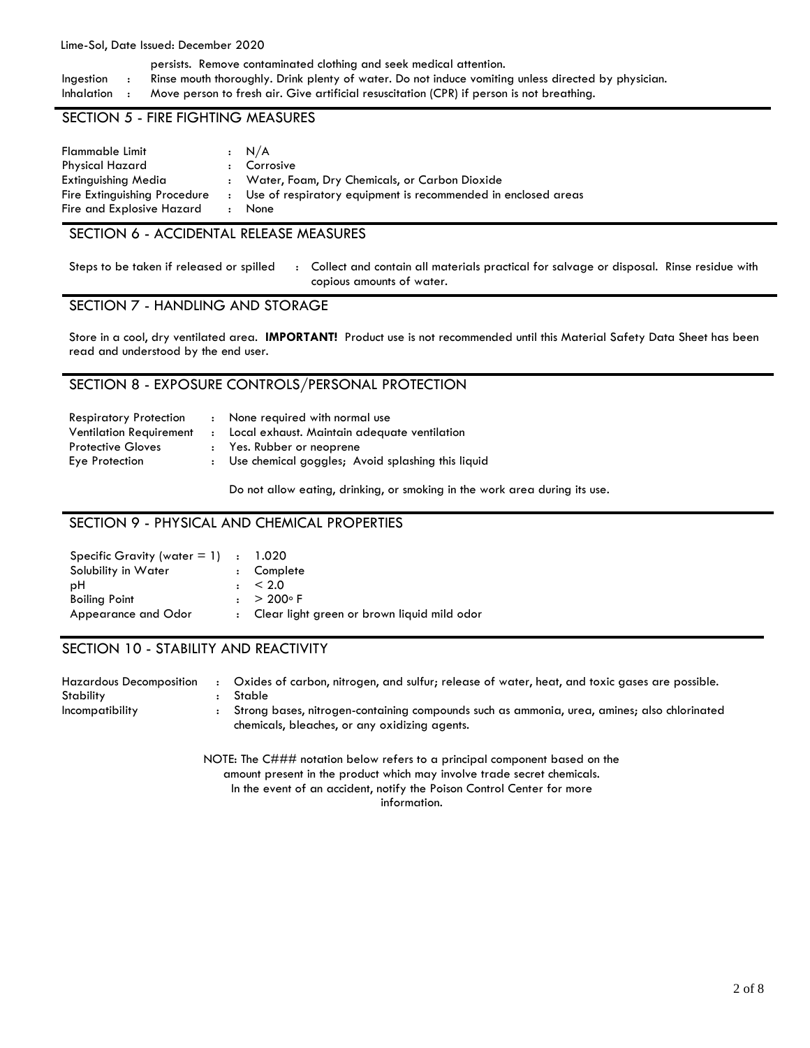persists. Remove contaminated clothing and seek medical attention.

Ingestion : Rinse mouth thoroughly. Drink plenty of water. Do not induce vomiting unless directed by physician.

Inhalation : Move person to fresh air. Give artificial resuscitation (CPR) if person is not breathing.

## SECTION 5 - FIRE FIGHTING MEASURES

| | |
|---|---|
| Flammable Limit | : N/A |
| Physical Hazard | : Corrosive |
| Extinguishing Media | : Water, Foam, Dry Chemicals, or Carbon Dioxide |
| Fire Extinguishing Procedure | : Use of respiratory equipment is recommended in enclosed areas |
| Fire and Explosive Hazard | : None |

## SECTION 6 - ACCIDENTAL RELEASE MEASURES

Steps to be taken if released or spilled : Collect and contain all materials practical for salvage or disposal. Rinse residue with copious amounts of water.

## SECTION 7 - HANDLING AND STORAGE

Store in a cool, dry ventilated area. **IMPORTANT!** Product use is not recommended until this Material Safety Data Sheet has been read and understood by the end user.

## SECTION 8 - EXPOSURE CONTROLS/PERSONAL PROTECTION

| | |
|---|---|
| Respiratory Protection | : None required with normal use |
| Ventilation Requirement | : Local exhaust. Maintain adequate ventilation |
| Protective Gloves | : Yes. Rubber or neoprene |
| Eye Protection | : Use chemical goggles; Avoid splashing this liquid |

Do not allow eating, drinking, or smoking in the work area during its use.

## SECTION 9 - PHYSICAL AND CHEMICAL PROPERTIES

| | |
|---|---|
| Specific Gravity (water = 1) | : 1.020 |
| Solubility in Water | : Complete |
| pH | : < 2.0 |
| Boiling Point | : > 200° F |
| Appearance and Odor | : Clear light green or brown liquid mild odor |

## SECTION 10 - STABILITY AND REACTIVITY

| | |
|---|---|
| Hazardous Decomposition | : Oxides of carbon, nitrogen, and sulfur; release of water, heat, and toxic gases are possible. |
| Stability | : Stable |
| Incompatibility | : Strong bases, nitrogen-containing compounds such as ammonia, urea, amines; also chlorinated chemicals, bleaches, or any oxidizing agents. |

NOTE: The C### notation below refers to a principal component based on the amount present in the product which may involve trade secret chemicals. In the event of an accident, notify the Poison Control Center for more information.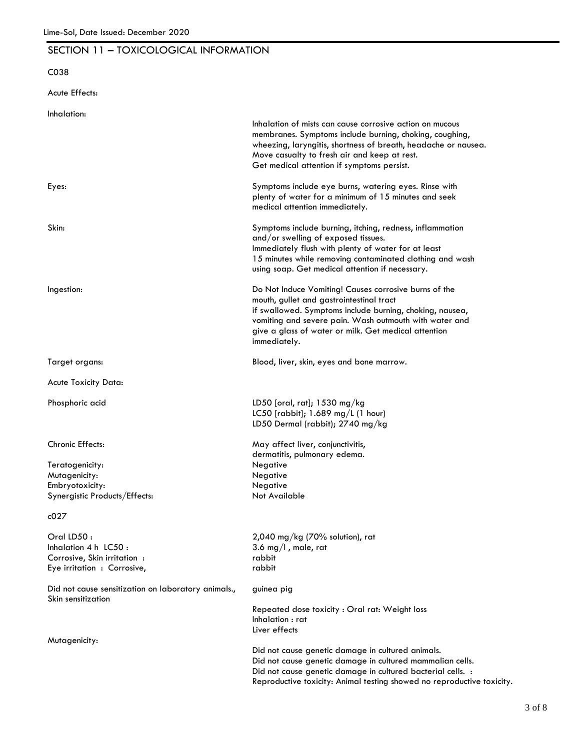## SECTION 11 – TOXICOLOGICAL INFORMATION

C038

Acute Effects:

| | |
|---|---|
| Inhalation: | Inhalation of mists can cause corrosive action on mucous membranes. Symptoms include burning, choking, coughing, wheezing, laryngitis, shortness of breath, headache or nausea. Move casualty to fresh air and keep at rest. Get medical attention if symptoms persist. |
| Eyes: | Symptoms include eye burns, watering eyes. Rinse with plenty of water for a minimum of 15 minutes and seek medical attention immediately. |
| Skin: | Symptoms include burning, itching, redness, inflammation and/or swelling of exposed tissues. Immediately flush with plenty of water for at least 15 minutes while removing contaminated clothing and wash using soap. Get medical attention if necessary. |
| Ingestion: | Do Not Induce Vomiting! Causes corrosive burns of the mouth, gullet and gastrointestinal tract if swallowed. Symptoms include burning, choking, nausea, vomiting and severe pain. Wash outmouth with water and give a glass of water or milk. Get medical attention immediately. |
| Target organs: | Blood, liver, skin, eyes and bone marrow. |
| Acute Toxicity Data: | |
| Phosphoric acid | LD50 [oral, rat]; 1530 mg/kg<br>LC50 [rabbit]; 1.689 mg/L (1 hour)<br>LD50 Dermal (rabbit); 2740 mg/kg |
| Chronic Effects: | May affect liver, conjunctivitis, dermatitis, pulmonary edema. |
| Teratogenicity: | Negative |
| Mutagenicity: | Negative |
| Embryotoxicity: | Negative |
| Synergistic Products/Effects: | Not Available |

c027

| | |
|---|---|
| Oral LD50 : | 2,040 mg/kg (70% solution), rat |
| Inhalation 4 h LC50 : | 3.6 mg/l , male, rat |
| Corrosive, Skin irritation : | rabbit |
| Eye irritation : Corrosive, | rabbit |
| Did not cause sensitization on laboratory animals., Skin sensitization | guinea pig |
| | Repeated dose toxicity : Oral rat: Weight loss<br>Inhalation : rat<br>Liver effects |
| Mutagenicity: | Did not cause genetic damage in cultured animals.<br>Did not cause genetic damage in cultured mammalian cells.<br>Did not cause genetic damage in cultured bacterial cells. :<br>Reproductive toxicity: Animal testing showed no reproductive toxicity. |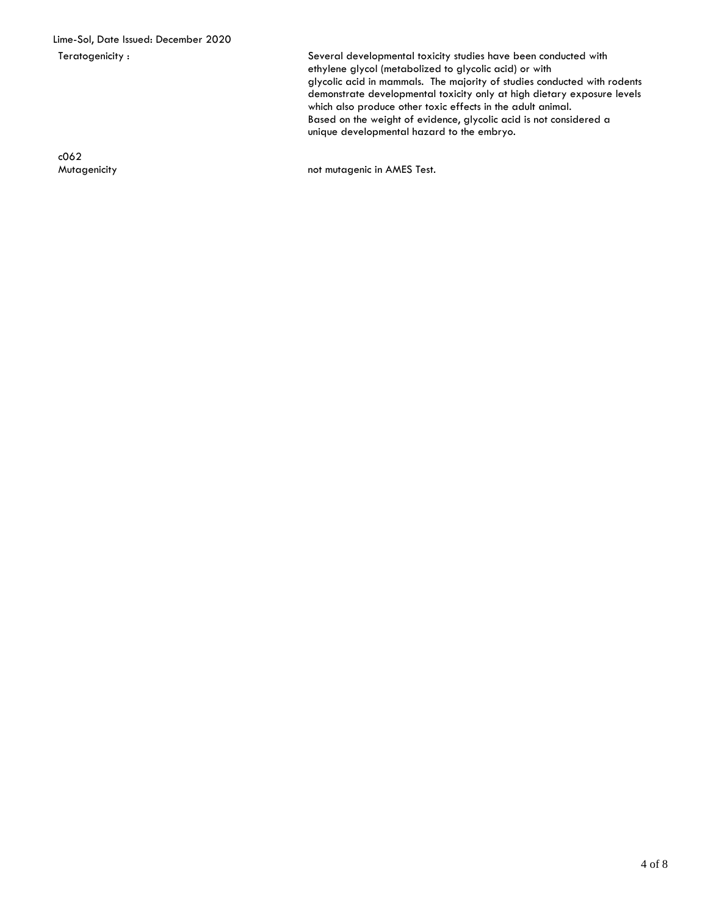Teratogenicity : Several developmental toxicity studies have been conducted with ethylene glycol (metabolized to glycolic acid) or with glycolic acid in mammals. The majority of studies conducted with rodents demonstrate developmental toxicity only at high dietary exposure levels which also produce other toxic effects in the adult animal. Based on the weight of evidence, glycolic acid is not considered a unique developmental hazard to the embryo.

c062

Mutagenicity not mutagenic in AMES Test.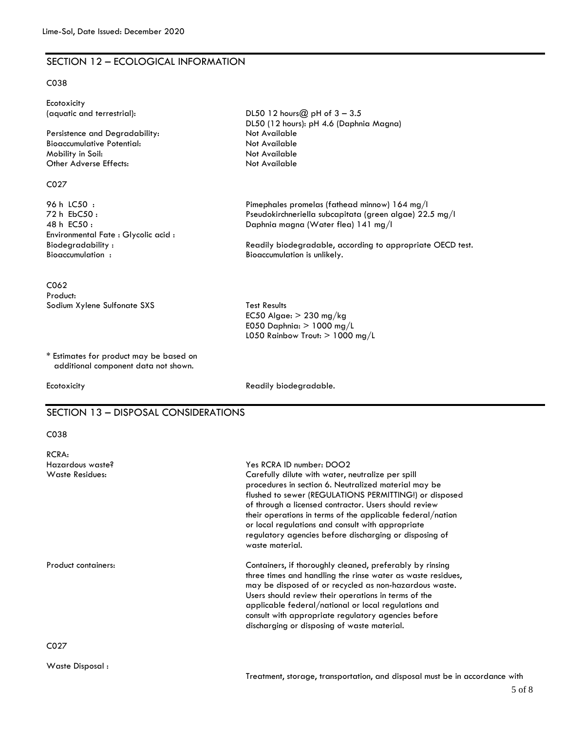## SECTION 12 – ECOLOGICAL INFORMATION

C038

| | |
|---|---|
| Ecotoxicity (aquatic and terrestrial): | DL50 12 hours@ pH of 3 – 3.5<br>DL50 (12 hours): pH 4.6 (Daphnia Magna) |
| Persistence and Degradability: | Not Available |
| Bioaccumulative Potential: | Not Available |
| Mobility in Soil: | Not Available |
| Other Adverse Effects: | Not Available |

C027

| | |
|---|---|
| 96 h LC50 : | Pimephales promelas (fathead minnow) 164 mg/l |
| 72 h EbC50 : | Pseudokirchneriella subcapitata (green algae) 22.5 mg/l |
| 48 h EC50 : | Daphnia magna (Water flea) 141 mg/l |
| Environmental Fate : Glycolic acid : | |
| Biodegradability : | Readily biodegradable, according to appropriate OECD test. |
| Bioaccumulation : | Bioaccumulation is unlikely. |

C062

Product:

| | |
|---|---|
| Sodium Xylene Sulfonate SXS | Test Results<br>EC50 Algae: > 230 mg/kg<br>E050 Daphnia: > 1000 mg/L<br>L050 Rainbow Trout: > 1000 mg/L |

\* Estimates for product may be based on additional component data not shown.

| | |
|---|---|
| Ecotoxicity | Readily biodegradable. |

## SECTION 13 – DISPOSAL CONSIDERATIONS

C038

RCRA:

| | |
|---|---|
| Hazardous waste? | Yes RCRA ID number: DOO2 |
| Waste Residues: | Carefully dilute with water, neutralize per spill procedures in section 6. Neutralized material may be flushed to sewer (REGULATIONS PERMITTING!) or disposed of through a licensed contractor. Users should review their operations in terms of the applicable federal/nation or local regulations and consult with appropriate regulatory agencies before discharging or disposing of waste material. |
| Product containers: | Containers, if thoroughly cleaned, preferably by rinsing three times and handling the rinse water as waste residues, may be disposed of or recycled as non-hazardous waste. Users should review their operations in terms of the applicable federal/national or local regulations and consult with appropriate regulatory agencies before discharging or disposing of waste material. |

C027

| | |
|---|---|
| Waste Disposal : | Treatment, storage, transportation, and disposal must be in accordance with |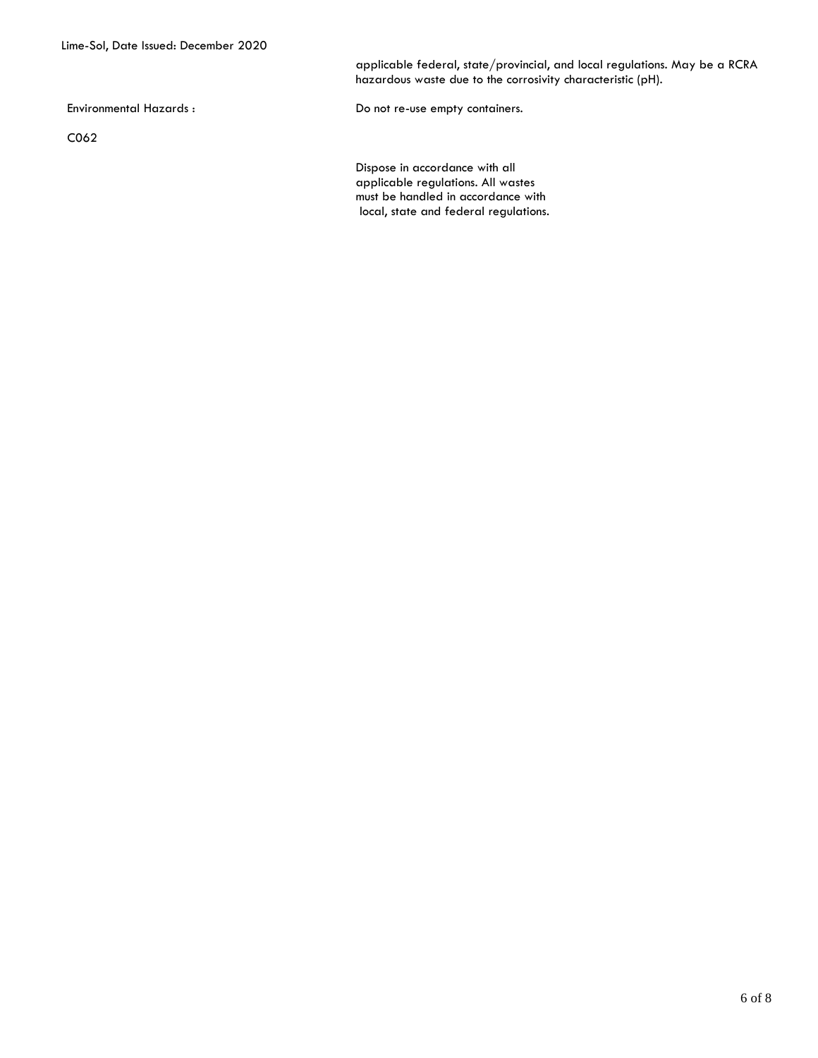applicable federal, state/provincial, and local regulations. May be a RCRA hazardous waste due to the corrosivity characteristic (pH).

Environmental Hazards : Do not re-use empty containers.

C062

Dispose in accordance with all applicable regulations. All wastes must be handled in accordance with local, state and federal regulations.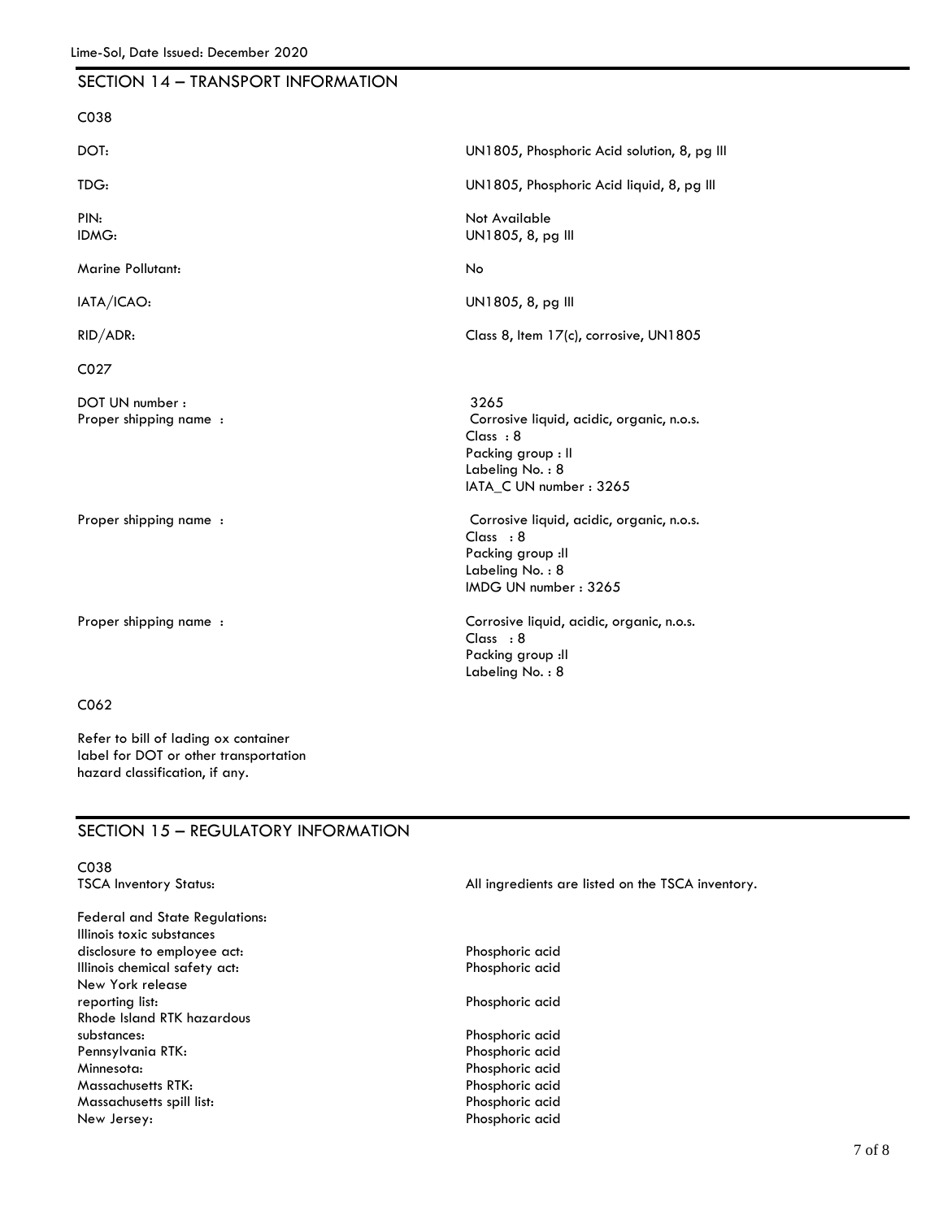## SECTION 14 – TRANSPORT INFORMATION

C038

| | |
|---|---|
| DOT: | UN1805, Phosphoric Acid solution, 8, pg III |
| TDG: | UN1805, Phosphoric Acid liquid, 8, pg III |
| PIN: | Not Available |
| IDMG: | UN1805, 8, pg III |
| Marine Pollutant: | No |
| IATA/ICAO: | UN1805, 8, pg III |
| RID/ADR: | Class 8, Item 17(c), corrosive, UN1805 |

C027

| | |
|---|---|
| DOT UN number : | 3265 |
| Proper shipping name : | Corrosive liquid, acidic, organic, n.o.s.<br>Class : 8<br>Packing group : II<br>Labeling No. : 8<br>IATA_C UN number : 3265 |
| Proper shipping name : | Corrosive liquid, acidic, organic, n.o.s.<br>Class : 8<br>Packing group :II<br>Labeling No. : 8<br>IMDG UN number : 3265 |
| Proper shipping name : | Corrosive liquid, acidic, organic, n.o.s.<br>Class : 8<br>Packing group :II<br>Labeling No. : 8 |

C062

Refer to bill of lading ox container label for DOT or other transportation hazard classification, if any.

## SECTION 15 – REGULATORY INFORMATION

C038

| | |
|---|---|
| TSCA Inventory Status: | All ingredients are listed on the TSCA inventory. |
| Federal and State Regulations: | |
| Illinois toxic substances disclosure to employee act: | Phosphoric acid |
| Illinois chemical safety act: | Phosphoric acid |
| New York release reporting list: | Phosphoric acid |
| Rhode Island RTK hazardous substances: | Phosphoric acid |
| Pennsylvania RTK: | Phosphoric acid |
| Minnesota: | Phosphoric acid |
| Massachusetts RTK: | Phosphoric acid |
| Massachusetts spill list: | Phosphoric acid |
| New Jersey: | Phosphoric acid |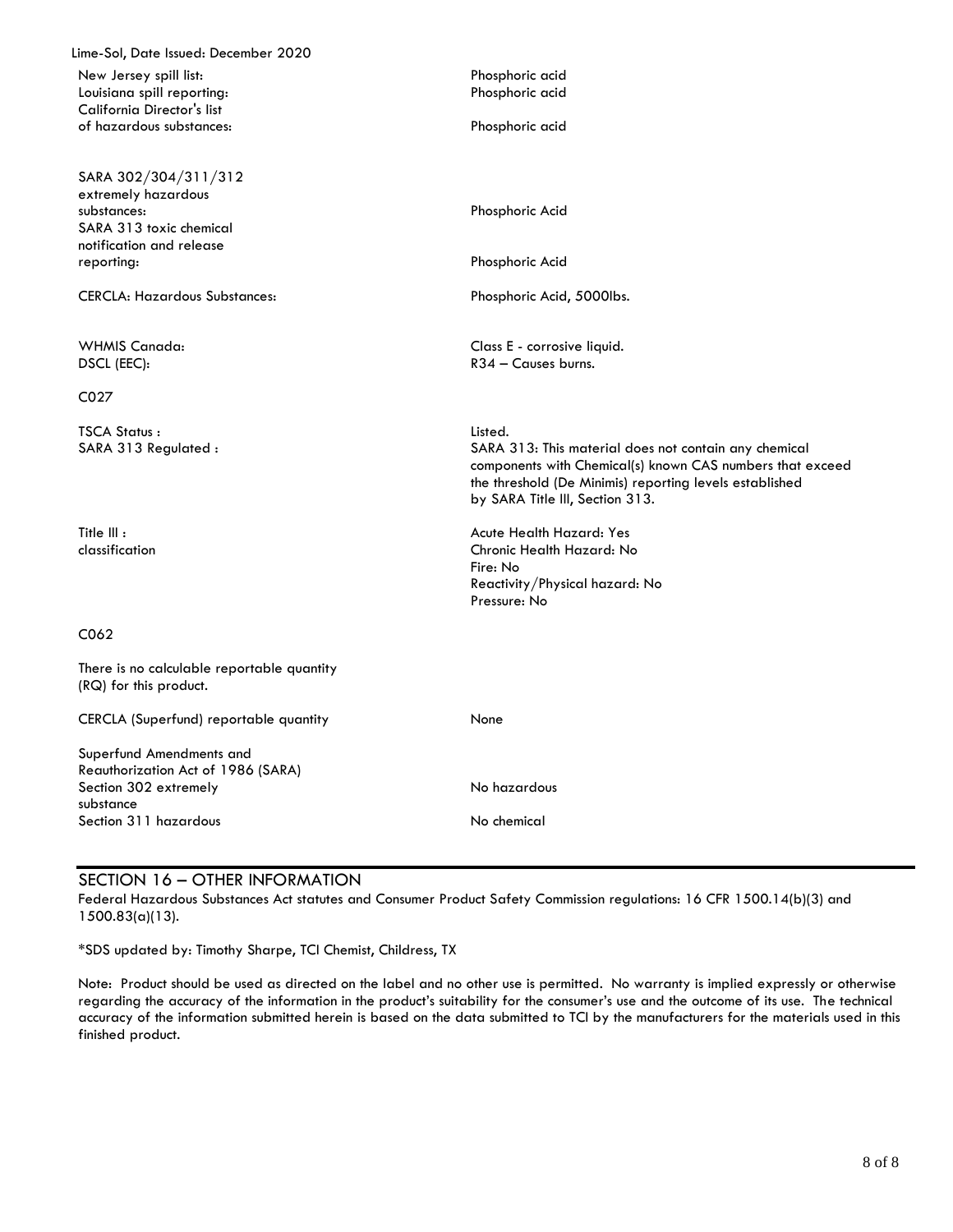| | |
|---|---|
| New Jersey spill list: | Phosphoric acid |
| Louisiana spill reporting: | Phosphoric acid |
| California Director's list of hazardous substances: | Phosphoric acid |
| SARA 302/304/311/312 extremely hazardous substances: | Phosphoric Acid |
| SARA 313 toxic chemical notification and release reporting: | Phosphoric Acid |
| CERCLA: Hazardous Substances: | Phosphoric Acid, 5000lbs. |
| WHMIS Canada: | Class E - corrosive liquid. |
| DSCL (EEC): | R34 – Causes burns. |

C027

| | |
|---|---|
| TSCA Status : | Listed. |
| SARA 313 Regulated : | SARA 313: This material does not contain any chemical components with Chemical(s) known CAS numbers that exceed the threshold (De Minimis) reporting levels established by SARA Title III, Section 313. |
| Title III : classification | Acute Health Hazard: Yes<br>Chronic Health Hazard: No<br>Fire: No<br>Reactivity/Physical hazard: No<br>Pressure: No |

C062

There is no calculable reportable quantity (RQ) for this product.

| | |
|---|---|
| CERCLA (Superfund) reportable quantity | None |
| Superfund Amendments and Reauthorization Act of 1986 (SARA) Section 302 extremely substance | No hazardous |
| Section 311 hazardous | No chemical |

## SECTION 16 – OTHER INFORMATION

Federal Hazardous Substances Act statutes and Consumer Product Safety Commission regulations: 16 CFR 1500.14(b)(3) and 1500.83(a)(13).

*SDS updated by: Timothy Sharpe, TCI Chemist, Childress, TX

Note: Product should be used as directed on the label and no other use is permitted. No warranty is implied expressly or otherwise regarding the accuracy of the information in the product's suitability for the consumer's use and the outcome of its use. The technical accuracy of the information submitted herein is based on the data submitted to TCI by the manufacturers for the materials used in this finished product.